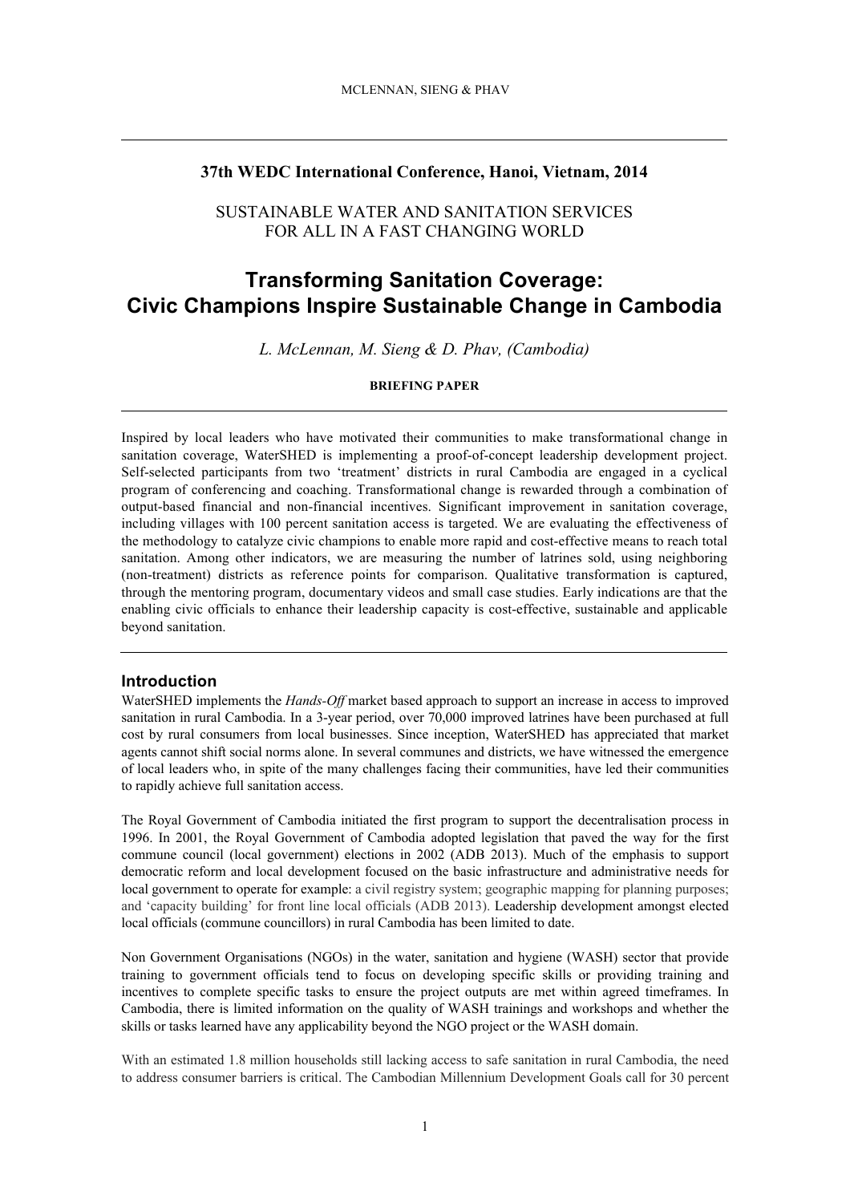**37th WEDC International Conference, Hanoi, Vietnam, 2014**

SUSTAINABLE WATER AND SANITATION SERVICES FOR ALL IN A FAST CHANGING WORLD

# Transforming Sanitation Coverage: Civic Champions Inspire Sustainable Change in Cambodia

*L. McLennan, M. Sieng & D. Phav, (Cambodia)*

**BRIEFING PAPER**

Inspired by local leaders who have motivated their communities to make transformational change in sanitation coverage, WaterSHED is implementing a proof-of-concept leadership development project. Self-selected participants from two 'treatment' districts in rural Cambodia are engaged in a cyclical program of conferencing and coaching. Transformational change is rewarded through a combination of output-based financial and non-financial incentives. Significant improvement in sanitation coverage, including villages with 100 percent sanitation access is targeted. We are evaluating the effectiveness of the methodology to catalyze civic champions to enable more rapid and cost-effective means to reach total sanitation. Among other indicators, we are measuring the number of latrines sold, using neighboring (non-treatment) districts as reference points for comparison. Qualitative transformation is captured, through the mentoring program, documentary videos and small case studies. Early indications are that the enabling civic officials to enhance their leadership capacity is cost-effective, sustainable and applicable beyond sanitation.

## Introduction

WaterSHED implements the *Hands-Off* market based approach to support an increase in access to improved sanitation in rural Cambodia. In a 3-year period, over 70,000 improved latrines have been purchased at full cost by rural consumers from local businesses. Since inception, WaterSHED has appreciated that market agents cannot shift social norms alone. In several communes and districts, we have witnessed the emergence of local leaders who, in spite of the many challenges facing their communities, have led their communities to rapidly achieve full sanitation access.

The Royal Government of Cambodia initiated the first program to support the decentralisation process in 1996. In 2001, the Royal Government of Cambodia adopted legislation that paved the way for the first commune council (local government) elections in 2002 (ADB 2013). Much of the emphasis to support democratic reform and local development focused on the basic infrastructure and administrative needs for local government to operate for example: a civil registry system; geographic mapping for planning purposes; and 'capacity building' for front line local officials (ADB 2013). Leadership development amongst elected local officials (commune councillors) in rural Cambodia has been limited to date.

Non Government Organisations (NGOs) in the water, sanitation and hygiene (WASH) sector that provide training to government officials tend to focus on developing specific skills or providing training and incentives to complete specific tasks to ensure the project outputs are met within agreed timeframes. In Cambodia, there is limited information on the quality of WASH trainings and workshops and whether the skills or tasks learned have any applicability beyond the NGO project or the WASH domain.

With an estimated 1.8 million households still lacking access to safe sanitation in rural Cambodia, the need to address consumer barriers is critical. The Cambodian Millennium Development Goals call for 30 percent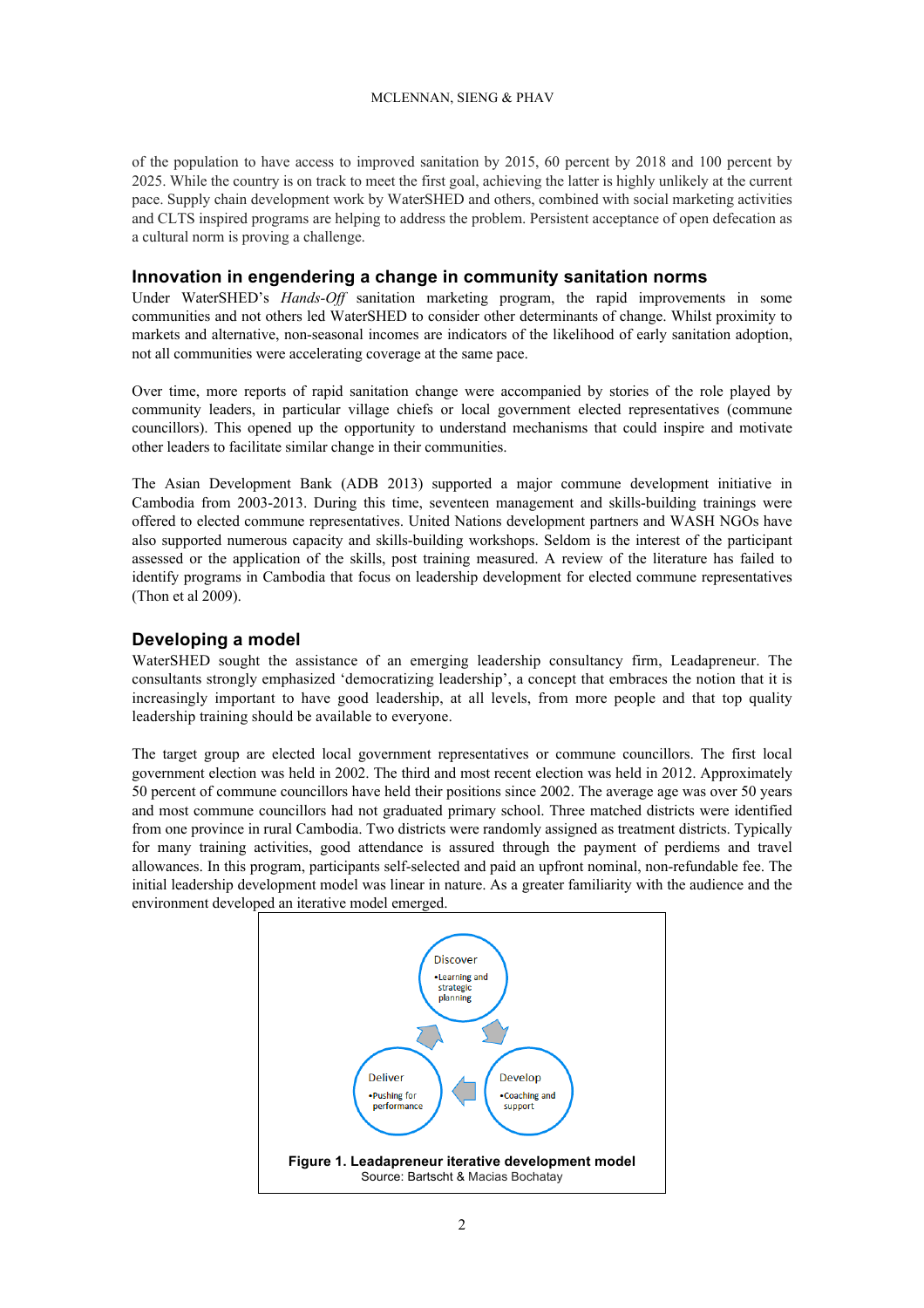of the population to have access to improved sanitation by 2015, 60 percent by 2018 and 100 percent by 2025. While the country is on track to meet the first goal, achieving the latter is highly unlikely at the current pace. Supply chain development work by WaterSHED and others, combined with social marketing activities and CLTS inspired programs are helping to address the problem. Persistent acceptance of open defecation as a cultural norm is proving a challenge.

## Innovation in engendering a change in community sanitation norms

Under WaterSHED's *Hands-Off* sanitation marketing program, the rapid improvements in some communities and not others led WaterSHED to consider other determinants of change. Whilst proximity to markets and alternative, non-seasonal incomes are indicators of the likelihood of early sanitation adoption, not all communities were accelerating coverage at the same pace.

Over time, more reports of rapid sanitation change were accompanied by stories of the role played by community leaders, in particular village chiefs or local government elected representatives (commune councillors). This opened up the opportunity to understand mechanisms that could inspire and motivate other leaders to facilitate similar change in their communities.

The Asian Development Bank (ADB 2013) supported a major commune development initiative in Cambodia from 2003-2013. During this time, seventeen management and skills-building trainings were offered to elected commune representatives. United Nations development partners and WASH NGOs have also supported numerous capacity and skills-building workshops. Seldom is the interest of the participant assessed or the application of the skills, post training measured. A review of the literature has failed to identify programs in Cambodia that focus on leadership development for elected commune representatives (Thon et al 2009).

## Developing a model

WaterSHED sought the assistance of an emerging leadership consultancy firm, Leadapreneur. The consultants strongly emphasized 'democratizing leadership', a concept that embraces the notion that it is increasingly important to have good leadership, at all levels, from more people and that top quality leadership training should be available to everyone.

The target group are elected local government representatives or commune councillors. The first local government election was held in 2002. The third and most recent election was held in 2012. Approximately 50 percent of commune councillors have held their positions since 2002. The average age was over 50 years and most commune councillors had not graduated primary school. Three matched districts were identified from one province in rural Cambodia. Two districts were randomly assigned as treatment districts. Typically for many training activities, good attendance is assured through the payment of perdiems and travel allowances. In this program, participants self-selected and paid an upfront nominal, non-refundable fee. The initial leadership development model was linear in nature. As a greater familiarity with the audience and the environment developed an iterative model emerged.

Discover
- Learning and strategic planning

Develop
- Coaching and support

Deliver
- Pushing for performance

**Figure 1. Leadapreneur iterative development model**
Source: Bartscht & Macias Bochatay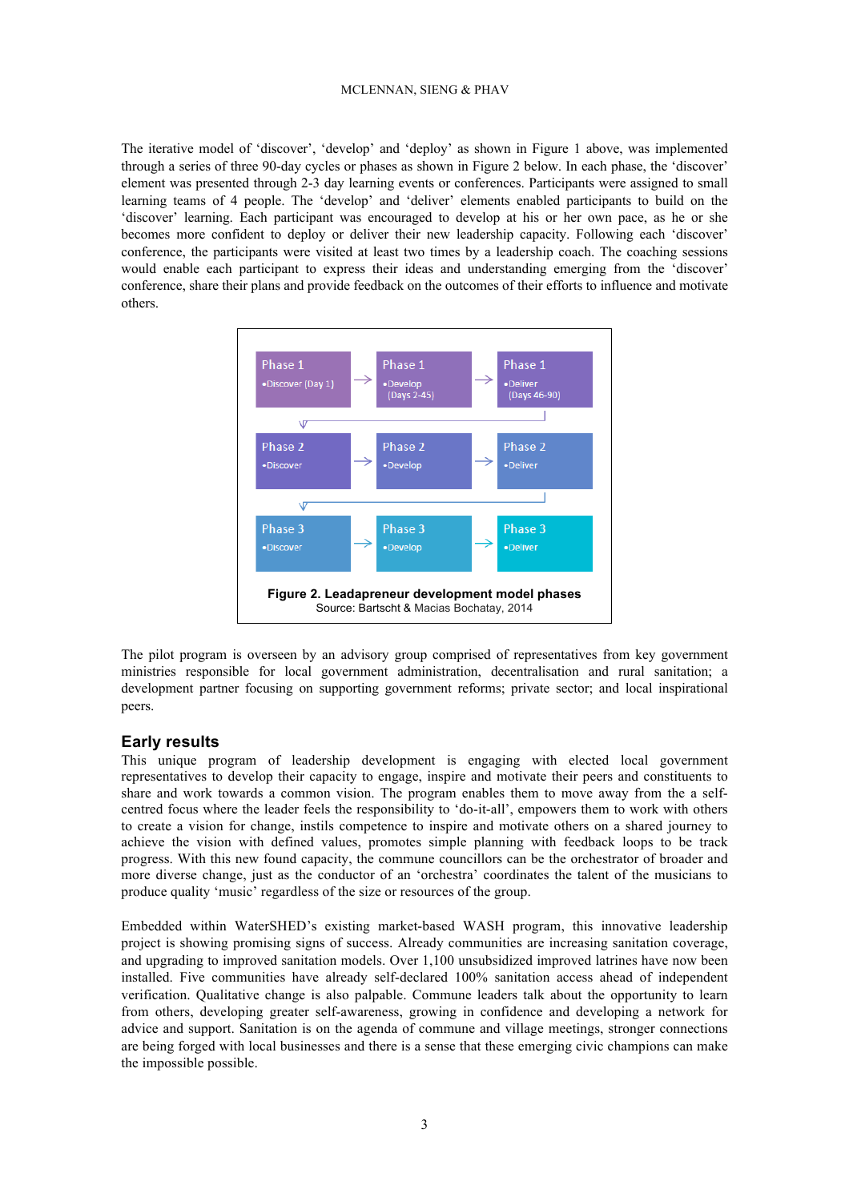The iterative model of 'discover', 'develop' and 'deploy' as shown in Figure 1 above, was implemented through a series of three 90-day cycles or phases as shown in Figure 2 below. In each phase, the 'discover' element was presented through 2-3 day learning events or conferences. Participants were assigned to small learning teams of 4 people. The 'develop' and 'deliver' elements enabled participants to build on the 'discover' learning. Each participant was encouraged to develop at his or her own pace, as he or she becomes more confident to deploy or deliver their new leadership capacity. Following each 'discover' conference, the participants were visited at least two times by a leadership coach. The coaching sessions would enable each participant to express their ideas and understanding emerging from the 'discover' conference, share their plans and provide feedback on the outcomes of their efforts to influence and motivate others.

| Phase | Discover | Develop | Deliver |
| --- | --- | --- | --- |
| Phase 1 | •Discover (Day 1) | •Develop (Days 2-45) | •Deliver (Days 46-90) |
| Phase 2 | •Discover | •Develop | •Deliver |
| Phase 3 | •Discover | •Develop | •Deliver |

**Figure 2. Leadapreneur development model phases**
Source: Bartscht & Macias Bochatay, 2014

The pilot program is overseen by an advisory group comprised of representatives from key government ministries responsible for local government administration, decentralisation and rural sanitation; a development partner focusing on supporting government reforms; private sector; and local inspirational peers.

## Early results

This unique program of leadership development is engaging with elected local government representatives to develop their capacity to engage, inspire and motivate their peers and constituents to share and work towards a common vision. The program enables them to move away from the a self-centred focus where the leader feels the responsibility to 'do-it-all', empowers them to work with others to create a vision for change, instils competence to inspire and motivate others on a shared journey to achieve the vision with defined values, promotes simple planning with feedback loops to be track progress. With this new found capacity, the commune councillors can be the orchestrator of broader and more diverse change, just as the conductor of an 'orchestra' coordinates the talent of the musicians to produce quality 'music' regardless of the size or resources of the group.

Embedded within WaterSHED's existing market-based WASH program, this innovative leadership project is showing promising signs of success. Already communities are increasing sanitation coverage, and upgrading to improved sanitation models. Over 1,100 unsubsidized improved latrines have now been installed. Five communities have already self-declared 100% sanitation access ahead of independent verification. Qualitative change is also palpable. Commune leaders talk about the opportunity to learn from others, developing greater self-awareness, growing in confidence and developing a network for advice and support. Sanitation is on the agenda of commune and village meetings, stronger connections are being forged with local businesses and there is a sense that these emerging civic champions can make the impossible possible.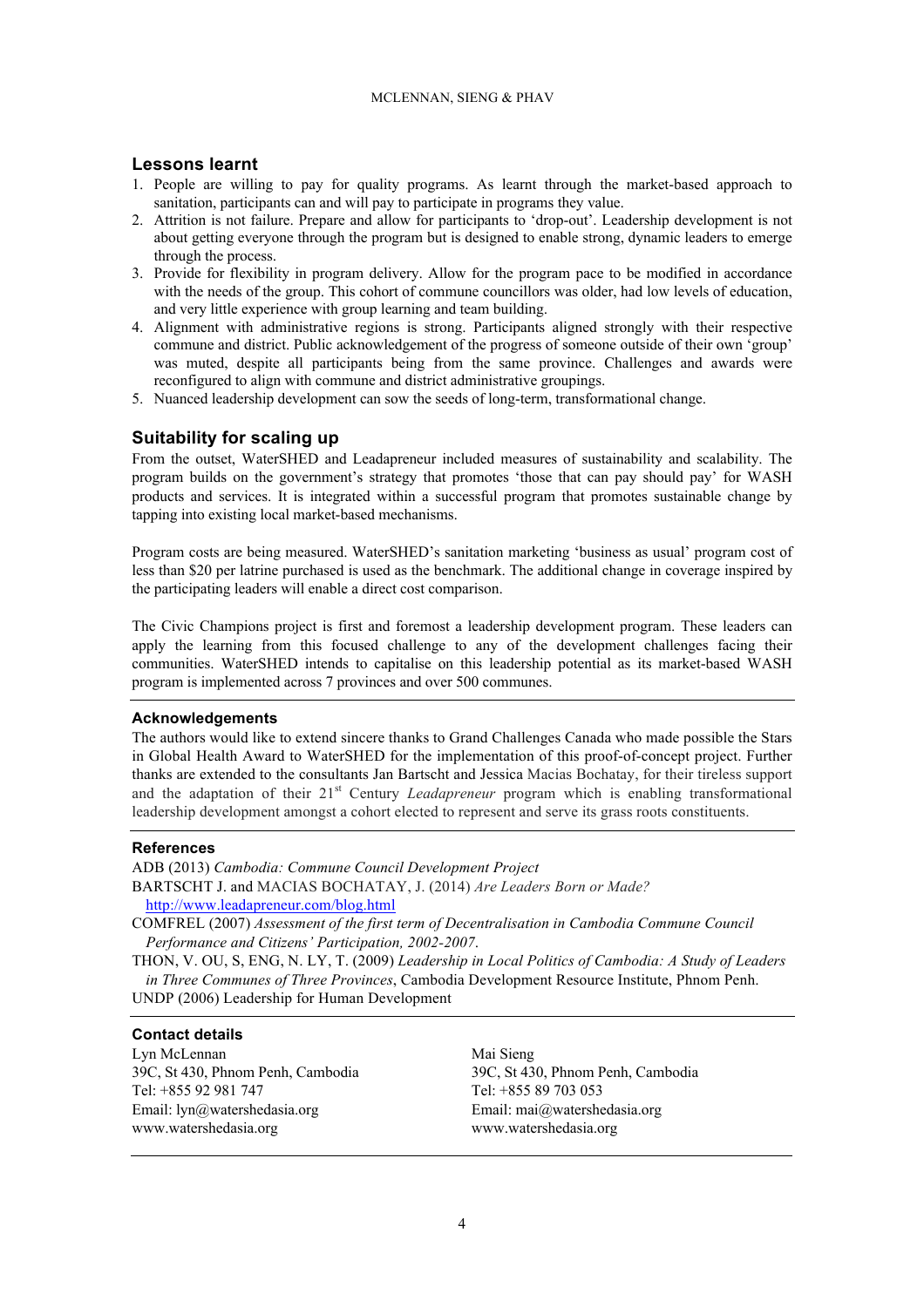## Lessons learnt

1. People are willing to pay for quality programs. As learnt through the market-based approach to sanitation, participants can and will pay to participate in programs they value.
2. Attrition is not failure. Prepare and allow for participants to 'drop-out'. Leadership development is not about getting everyone through the program but is designed to enable strong, dynamic leaders to emerge through the process.
3. Provide for flexibility in program delivery. Allow for the program pace to be modified in accordance with the needs of the group. This cohort of commune councillors was older, had low levels of education, and very little experience with group learning and team building.
4. Alignment with administrative regions is strong. Participants aligned strongly with their respective commune and district. Public acknowledgement of the progress of someone outside of their own 'group' was muted, despite all participants being from the same province. Challenges and awards were reconfigured to align with commune and district administrative groupings.
5. Nuanced leadership development can sow the seeds of long-term, transformational change.

## Suitability for scaling up

From the outset, WaterSHED and Leadapreneur included measures of sustainability and scalability. The program builds on the government's strategy that promotes 'those that can pay should pay' for WASH products and services. It is integrated within a successful program that promotes sustainable change by tapping into existing local market-based mechanisms.

Program costs are being measured. WaterSHED's sanitation marketing 'business as usual' program cost of less than $20 per latrine purchased is used as the benchmark. The additional change in coverage inspired by the participating leaders will enable a direct cost comparison.

The Civic Champions project is first and foremost a leadership development program. These leaders can apply the learning from this focused challenge to any of the development challenges facing their communities. WaterSHED intends to capitalise on this leadership potential as its market-based WASH program is implemented across 7 provinces and over 500 communes.

### Acknowledgements

The authors would like to extend sincere thanks to Grand Challenges Canada who made possible the Stars in Global Health Award to WaterSHED for the implementation of this proof-of-concept project. Further thanks are extended to the consultants Jan Bartscht and Jessica Macias Bochatay, for their tireless support and the adaptation of their 21st Century *Leadapreneur* program which is enabling transformational leadership development amongst a cohort elected to represent and serve its grass roots constituents.

### References

ADB (2013) *Cambodia: Commune Council Development Project*

BARTSCHT J. and MACIAS BOCHATAY, J. (2014) *Are Leaders Born or Made?* http://www.leadapreneur.com/blog.html

COMFREL (2007) *Assessment of the first term of Decentralisation in Cambodia Commune Council Performance and Citizens' Participation, 2002-2007*.

THON, V. OU, S, ENG, N. LY, T. (2009) *Leadership in Local Politics of Cambodia: A Study of Leaders in Three Communes of Three Provinces*, Cambodia Development Resource Institute, Phnom Penh.

UNDP (2006) Leadership for Human Development

### Contact details

Lyn McLennan
39C, St 430, Phnom Penh, Cambodia
Tel: +855 92 981 747
Email: lyn@watershedasia.org
www.watershedasia.org

Mai Sieng
39C, St 430, Phnom Penh, Cambodia
Tel: +855 89 703 053
Email: mai@watershedasia.org
www.watershedasia.org